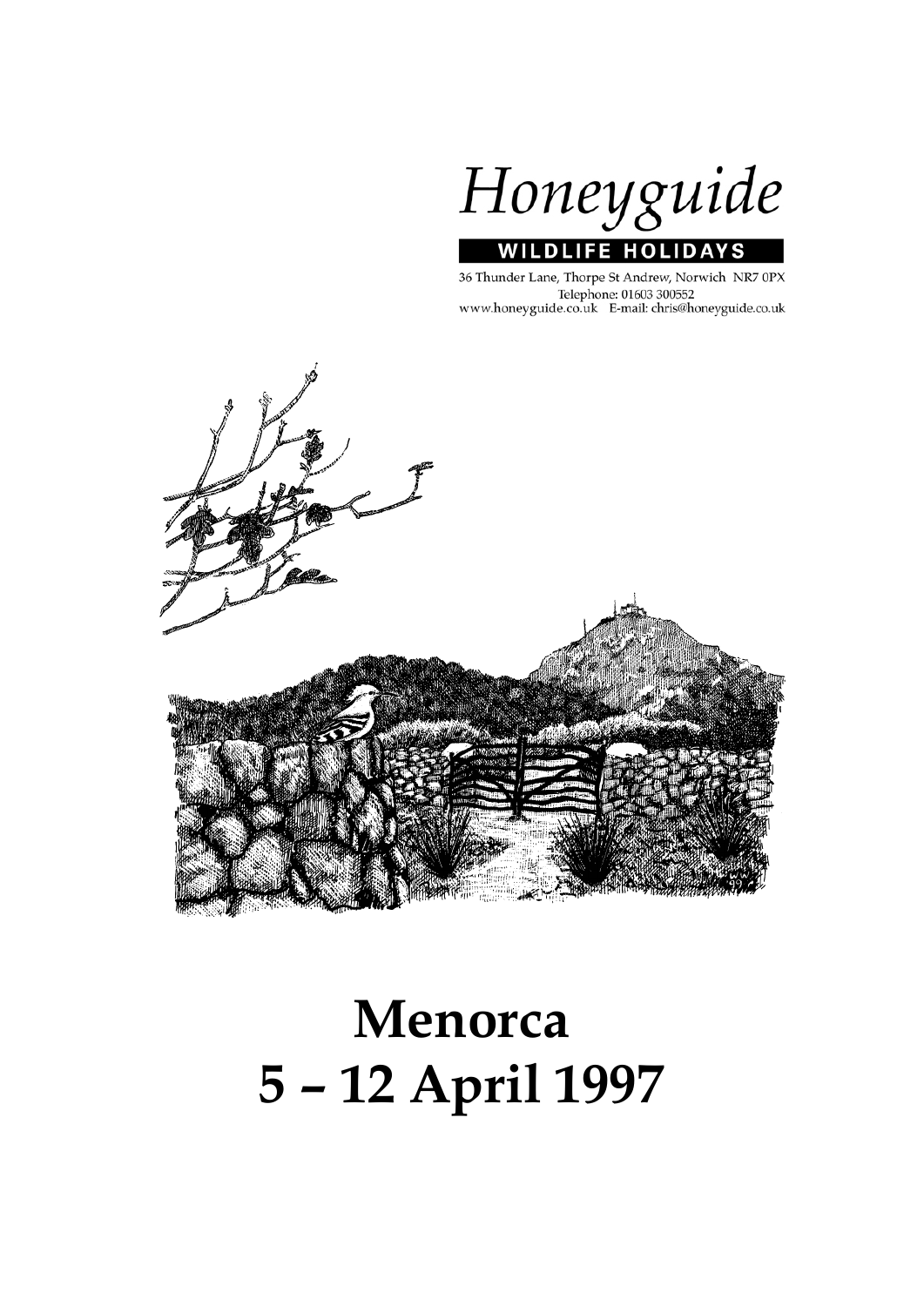Honeyguide

WILDLIFE HOLIDAYS

36 Thunder Lane, Thorpe St Andrew, Norwich NR7 0PX
Telephone: 01603 300552
www.honeyguide.co.uk E-mail: chris@honeyguide.co.uk

# Menorca
# 5 – 12 April 1997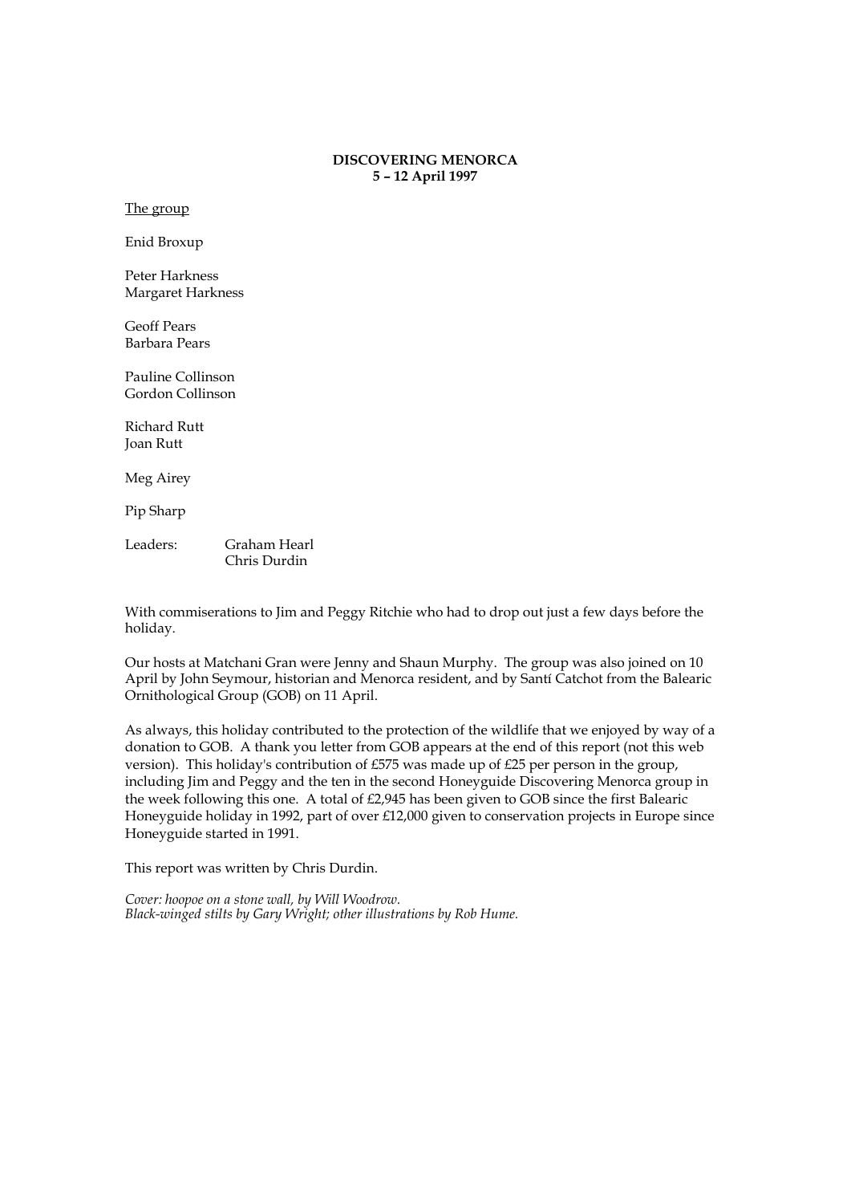**DISCOVERING MENORCA**
**5 – 12 April 1997**

The group

Enid Broxup

Peter Harkness
Margaret Harkness

Geoff Pears
Barbara Pears

Pauline Collinson
Gordon Collinson

Richard Rutt
Joan Rutt

Meg Airey

Pip Sharp

Leaders: Graham Hearl
Chris Durdin

With commiserations to Jim and Peggy Ritchie who had to drop out just a few days before the holiday.

Our hosts at Matchani Gran were Jenny and Shaun Murphy. The group was also joined on 10 April by John Seymour, historian and Menorca resident, and by Santí Catchot from the Balearic Ornithological Group (GOB) on 11 April.

As always, this holiday contributed to the protection of the wildlife that we enjoyed by way of a donation to GOB. A thank you letter from GOB appears at the end of this report (not this web version). This holiday's contribution of £575 was made up of £25 per person in the group, including Jim and Peggy and the ten in the second Honeyguide Discovering Menorca group in the week following this one. A total of £2,945 has been given to GOB since the first Balearic Honeyguide holiday in 1992, part of over £12,000 given to conservation projects in Europe since Honeyguide started in 1991.

This report was written by Chris Durdin.

*Cover: hoopoe on a stone wall, by Will Woodrow.*
*Black-winged stilts by Gary Wright; other illustrations by Rob Hume.*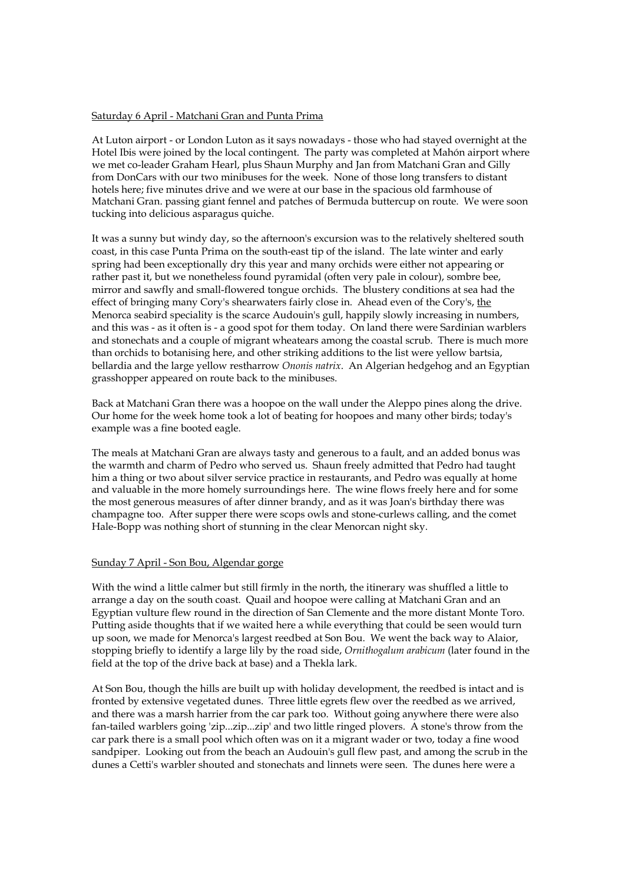<u>Saturday 6 April - Matchani Gran and Punta Prima</u>

At Luton airport - or London Luton as it says nowadays - those who had stayed overnight at the Hotel Ibis were joined by the local contingent. The party was completed at Mahón airport where we met co-leader Graham Hearl, plus Shaun Murphy and Jan from Matchani Gran and Gilly from DonCars with our two minibuses for the week. None of those long transfers to distant hotels here; five minutes drive and we were at our base in the spacious old farmhouse of Matchani Gran. passing giant fennel and patches of Bermuda buttercup on route. We were soon tucking into delicious asparagus quiche.

It was a sunny but windy day, so the afternoon's excursion was to the relatively sheltered south coast, in this case Punta Prima on the south-east tip of the island. The late winter and early spring had been exceptionally dry this year and many orchids were either not appearing or rather past it, but we nonetheless found pyramidal (often very pale in colour), sombre bee, mirror and sawfly and small-flowered tongue orchids. The blustery conditions at sea had the effect of bringing many Cory's shearwaters fairly close in. Ahead even of the Cory's, <u>the</u> Menorca seabird speciality is the scarce Audouin's gull, happily slowly increasing in numbers, and this was - as it often is - a good spot for them today. On land there were Sardinian warblers and stonechats and a couple of migrant wheatears among the coastal scrub. There is much more than orchids to botanising here, and other striking additions to the list were yellow bartsia, bellardia and the large yellow restharrow *Ononis natrix*. An Algerian hedgehog and an Egyptian grasshopper appeared on route back to the minibuses.

Back at Matchani Gran there was a hoopoe on the wall under the Aleppo pines along the drive. Our home for the week home took a lot of beating for hoopoes and many other birds; today's example was a fine booted eagle.

The meals at Matchani Gran are always tasty and generous to a fault, and an added bonus was the warmth and charm of Pedro who served us. Shaun freely admitted that Pedro had taught him a thing or two about silver service practice in restaurants, and Pedro was equally at home and valuable in the more homely surroundings here. The wine flows freely here and for some the most generous measures of after dinner brandy, and as it was Joan's birthday there was champagne too. After supper there were scops owls and stone-curlews calling, and the comet Hale-Bopp was nothing short of stunning in the clear Menorcan night sky.

<u>Sunday 7 April - Son Bou, Algendar gorge</u>

With the wind a little calmer but still firmly in the north, the itinerary was shuffled a little to arrange a day on the south coast. Quail and hoopoe were calling at Matchani Gran and an Egyptian vulture flew round in the direction of San Clemente and the more distant Monte Toro. Putting aside thoughts that if we waited here a while everything that could be seen would turn up soon, we made for Menorca's largest reedbed at Son Bou. We went the back way to Alaior, stopping briefly to identify a large lily by the road side, *Ornithogalum arabicum* (later found in the field at the top of the drive back at base) and a Thekla lark.

At Son Bou, though the hills are built up with holiday development, the reedbed is intact and is fronted by extensive vegetated dunes. Three little egrets flew over the reedbed as we arrived, and there was a marsh harrier from the car park too. Without going anywhere there were also fan-tailed warblers going 'zip...zip...zip' and two little ringed plovers. A stone's throw from the car park there is a small pool which often was on it a migrant wader or two, today a fine wood sandpiper. Looking out from the beach an Audouin's gull flew past, and among the scrub in the dunes a Cetti's warbler shouted and stonechats and linnets were seen. The dunes here were a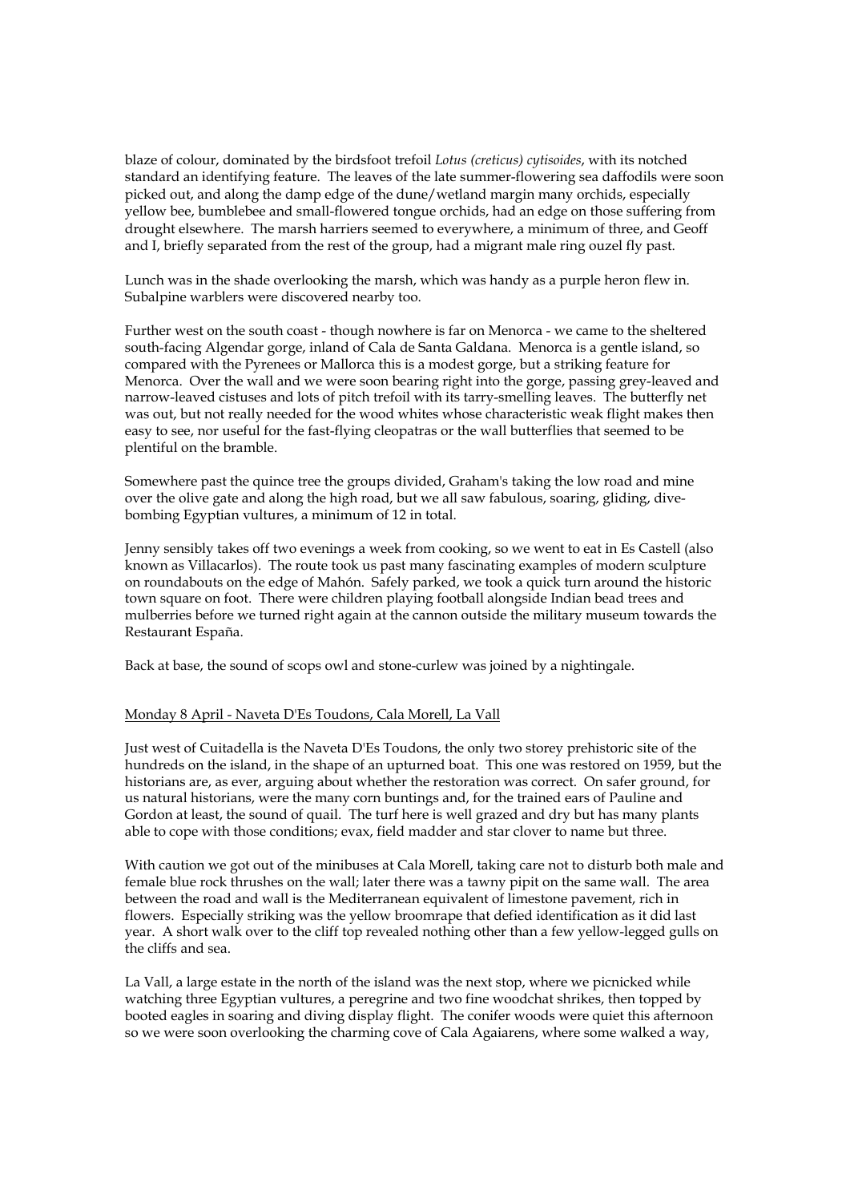blaze of colour, dominated by the birdsfoot trefoil *Lotus (creticus) cytisoides*, with its notched standard an identifying feature. The leaves of the late summer-flowering sea daffodils were soon picked out, and along the damp edge of the dune/wetland margin many orchids, especially yellow bee, bumblebee and small-flowered tongue orchids, had an edge on those suffering from drought elsewhere. The marsh harriers seemed to everywhere, a minimum of three, and Geoff and I, briefly separated from the rest of the group, had a migrant male ring ouzel fly past.

Lunch was in the shade overlooking the marsh, which was handy as a purple heron flew in. Subalpine warblers were discovered nearby too.

Further west on the south coast - though nowhere is far on Menorca - we came to the sheltered south-facing Algendar gorge, inland of Cala de Santa Galdana. Menorca is a gentle island, so compared with the Pyrenees or Mallorca this is a modest gorge, but a striking feature for Menorca. Over the wall and we were soon bearing right into the gorge, passing grey-leaved and narrow-leaved cistuses and lots of pitch trefoil with its tarry-smelling leaves. The butterfly net was out, but not really needed for the wood whites whose characteristic weak flight makes then easy to see, nor useful for the fast-flying cleopatras or the wall butterflies that seemed to be plentiful on the bramble.

Somewhere past the quince tree the groups divided, Graham's taking the low road and mine over the olive gate and along the high road, but we all saw fabulous, soaring, gliding, dive-bombing Egyptian vultures, a minimum of 12 in total.

Jenny sensibly takes off two evenings a week from cooking, so we went to eat in Es Castell (also known as Villacarlos). The route took us past many fascinating examples of modern sculpture on roundabouts on the edge of Mahón. Safely parked, we took a quick turn around the historic town square on foot. There were children playing football alongside Indian bead trees and mulberries before we turned right again at the cannon outside the military museum towards the Restaurant España.

Back at base, the sound of scops owl and stone-curlew was joined by a nightingale.

## Monday 8 April - Naveta D'Es Toudons, Cala Morell, La Vall

Just west of Cuitadella is the Naveta D'Es Toudons, the only two storey prehistoric site of the hundreds on the island, in the shape of an upturned boat. This one was restored on 1959, but the historians are, as ever, arguing about whether the restoration was correct. On safer ground, for us natural historians, were the many corn buntings and, for the trained ears of Pauline and Gordon at least, the sound of quail. The turf here is well grazed and dry but has many plants able to cope with those conditions; evax, field madder and star clover to name but three.

With caution we got out of the minibuses at Cala Morell, taking care not to disturb both male and female blue rock thrushes on the wall; later there was a tawny pipit on the same wall. The area between the road and wall is the Mediterranean equivalent of limestone pavement, rich in flowers. Especially striking was the yellow broomrape that defied identification as it did last year. A short walk over to the cliff top revealed nothing other than a few yellow-legged gulls on the cliffs and sea.

La Vall, a large estate in the north of the island was the next stop, where we picnicked while watching three Egyptian vultures, a peregrine and two fine woodchat shrikes, then topped by booted eagles in soaring and diving display flight. The conifer woods were quiet this afternoon so we were soon overlooking the charming cove of Cala Agaiarens, where some walked a way,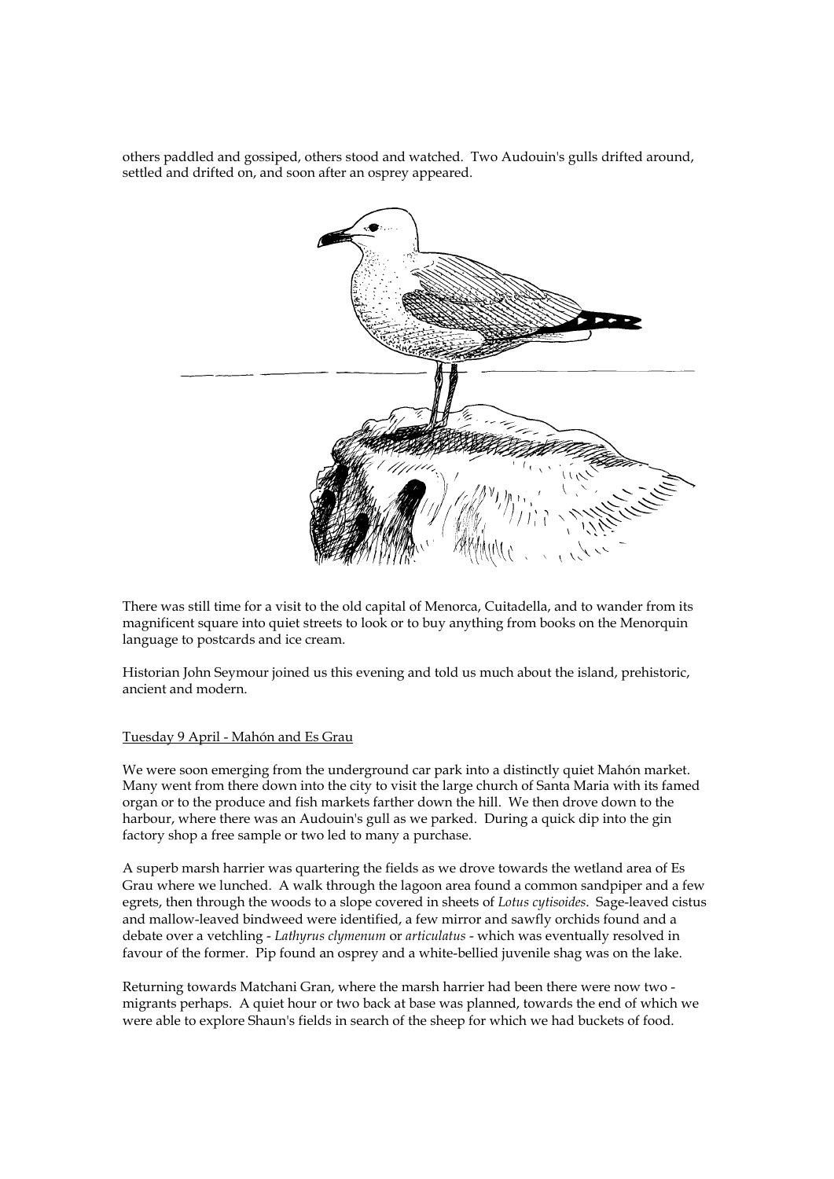others paddled and gossiped, others stood and watched. Two Audouin's gulls drifted around, settled and drifted on, and soon after an osprey appeared.

There was still time for a visit to the old capital of Menorca, Cuitadella, and to wander from its magnificent square into quiet streets to look or to buy anything from books on the Menorquin language to postcards and ice cream.

Historian John Seymour joined us this evening and told us much about the island, prehistoric, ancient and modern.

## Tuesday 9 April - Mahón and Es Grau

We were soon emerging from the underground car park into a distinctly quiet Mahón market. Many went from there down into the city to visit the large church of Santa Maria with its famed organ or to the produce and fish markets farther down the hill. We then drove down to the harbour, where there was an Audouin's gull as we parked. During a quick dip into the gin factory shop a free sample or two led to many a purchase.

A superb marsh harrier was quartering the fields as we drove towards the wetland area of Es Grau where we lunched. A walk through the lagoon area found a common sandpiper and a few egrets, then through the woods to a slope covered in sheets of *Lotus cytisoides*. Sage-leaved cistus and mallow-leaved bindweed were identified, a few mirror and sawfly orchids found and a debate over a vetchling - *Lathyrus clymenum* or *articulatus* - which was eventually resolved in favour of the former. Pip found an osprey and a white-bellied juvenile shag was on the lake.

Returning towards Matchani Gran, where the marsh harrier had been there were now two - migrants perhaps. A quiet hour or two back at base was planned, towards the end of which we were able to explore Shaun's fields in search of the sheep for which we had buckets of food.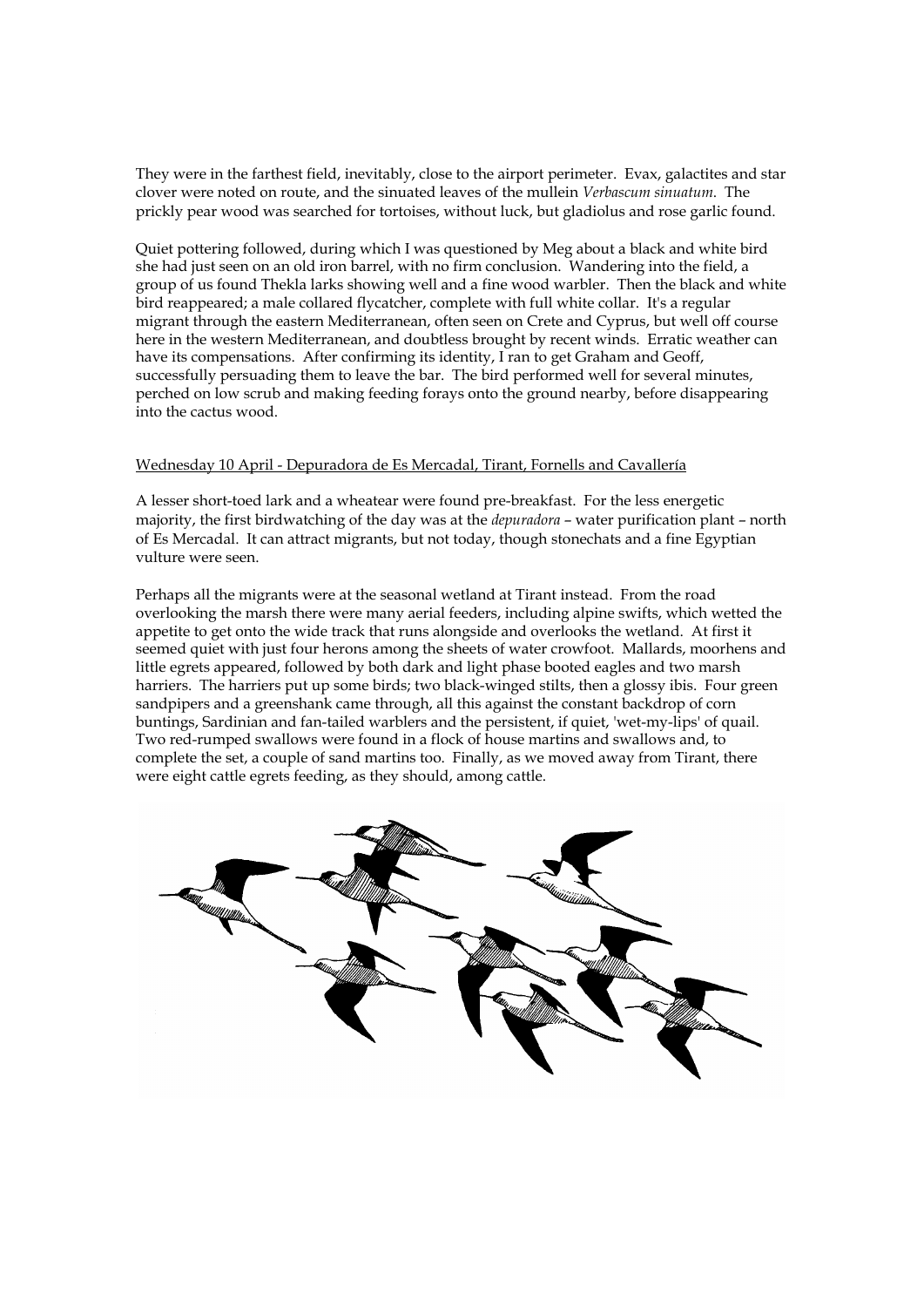They were in the farthest field, inevitably, close to the airport perimeter. Evax, galactites and star clover were noted on route, and the sinuated leaves of the mullein *Verbascum sinuatum*. The prickly pear wood was searched for tortoises, without luck, but gladiolus and rose garlic found.

Quiet pottering followed, during which I was questioned by Meg about a black and white bird she had just seen on an old iron barrel, with no firm conclusion. Wandering into the field, a group of us found Thekla larks showing well and a fine wood warbler. Then the black and white bird reappeared; a male collared flycatcher, complete with full white collar. It's a regular migrant through the eastern Mediterranean, often seen on Crete and Cyprus, but well off course here in the western Mediterranean, and doubtless brought by recent winds. Erratic weather can have its compensations. After confirming its identity, I ran to get Graham and Geoff, successfully persuading them to leave the bar. The bird performed well for several minutes, perched on low scrub and making feeding forays onto the ground nearby, before disappearing into the cactus wood.

<u>Wednesday 10 April - Depuradora de Es Mercadal, Tirant, Fornells and Cavallería</u>

A lesser short-toed lark and a wheatear were found pre-breakfast. For the less energetic majority, the first birdwatching of the day was at the *depuradora* – water purification plant – north of Es Mercadal. It can attract migrants, but not today, though stonechats and a fine Egyptian vulture were seen.

Perhaps all the migrants were at the seasonal wetland at Tirant instead. From the road overlooking the marsh there were many aerial feeders, including alpine swifts, which wetted the appetite to get onto the wide track that runs alongside and overlooks the wetland. At first it seemed quiet with just four herons among the sheets of water crowfoot. Mallards, moorhens and little egrets appeared, followed by both dark and light phase booted eagles and two marsh harriers. The harriers put up some birds; two black-winged stilts, then a glossy ibis. Four green sandpipers and a greenshank came through, all this against the constant backdrop of corn buntings, Sardinian and fan-tailed warblers and the persistent, if quiet, 'wet-my-lips' of quail. Two red-rumped swallows were found in a flock of house martins and swallows and, to complete the set, a couple of sand martins too. Finally, as we moved away from Tirant, there were eight cattle egrets feeding, as they should, among cattle.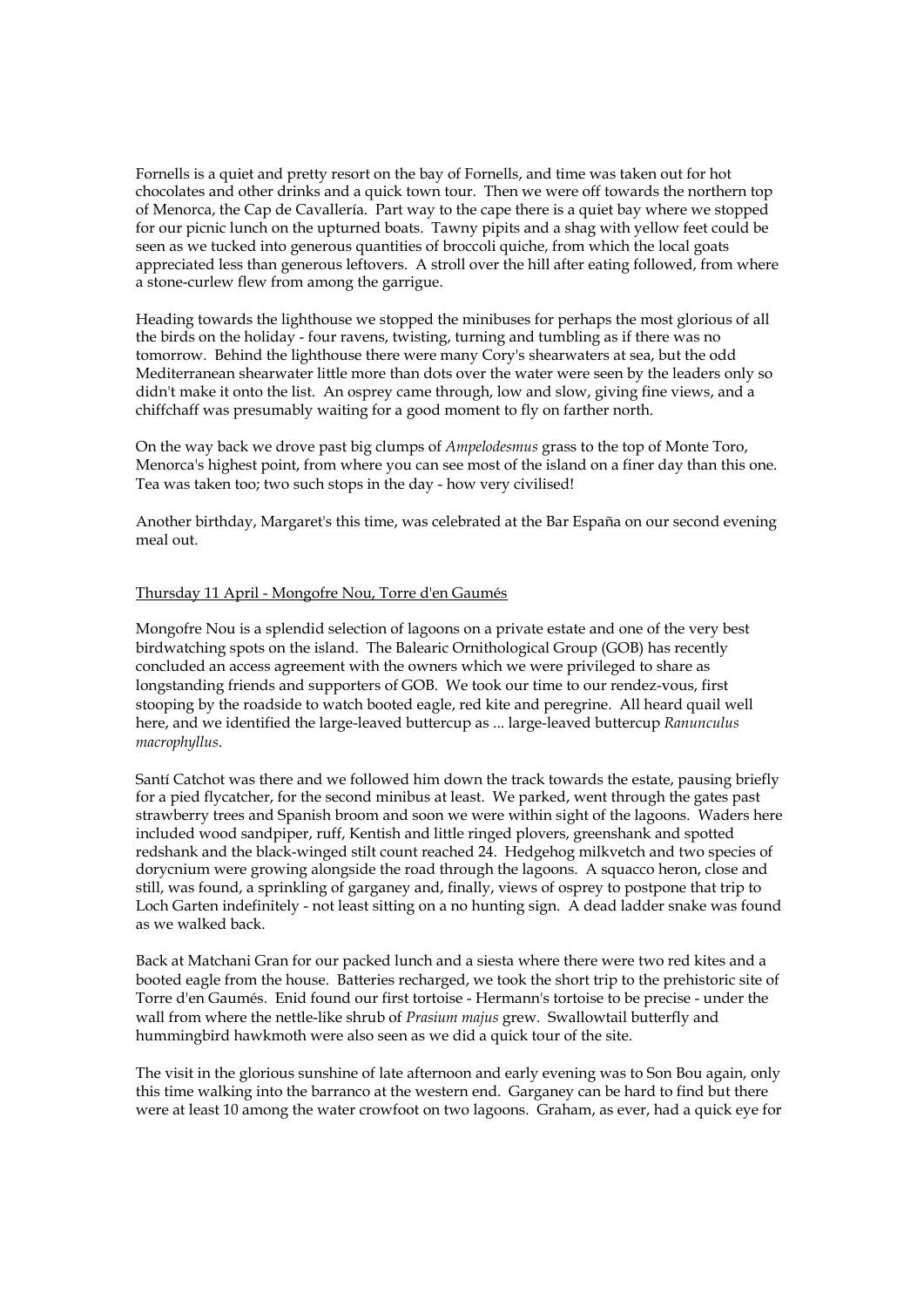Fornells is a quiet and pretty resort on the bay of Fornells, and time was taken out for hot chocolates and other drinks and a quick town tour. Then we were off towards the northern top of Menorca, the Cap de Cavallería. Part way to the cape there is a quiet bay where we stopped for our picnic lunch on the upturned boats. Tawny pipits and a shag with yellow feet could be seen as we tucked into generous quantities of broccoli quiche, from which the local goats appreciated less than generous leftovers. A stroll over the hill after eating followed, from where a stone-curlew flew from among the garrigue.

Heading towards the lighthouse we stopped the minibuses for perhaps the most glorious of all the birds on the holiday - four ravens, twisting, turning and tumbling as if there was no tomorrow. Behind the lighthouse there were many Cory's shearwaters at sea, but the odd Mediterranean shearwater little more than dots over the water were seen by the leaders only so didn't make it onto the list. An osprey came through, low and slow, giving fine views, and a chiffchaff was presumably waiting for a good moment to fly on farther north.

On the way back we drove past big clumps of *Ampelodesmus* grass to the top of Monte Toro, Menorca's highest point, from where you can see most of the island on a finer day than this one. Tea was taken too; two such stops in the day - how very civilised!

Another birthday, Margaret's this time, was celebrated at the Bar España on our second evening meal out.

<u>Thursday 11 April - Mongofre Nou, Torre d'en Gaumés</u>

Mongofre Nou is a splendid selection of lagoons on a private estate and one of the very best birdwatching spots on the island. The Balearic Ornithological Group (GOB) has recently concluded an access agreement with the owners which we were privileged to share as longstanding friends and supporters of GOB. We took our time to our rendez-vous, first stooping by the roadside to watch booted eagle, red kite and peregrine. All heard quail well here, and we identified the large-leaved buttercup as ... large-leaved buttercup *Ranunculus macrophyllus*.

Santí Catchot was there and we followed him down the track towards the estate, pausing briefly for a pied flycatcher, for the second minibus at least. We parked, went through the gates past strawberry trees and Spanish broom and soon we were within sight of the lagoons. Waders here included wood sandpiper, ruff, Kentish and little ringed plovers, greenshank and spotted redshank and the black-winged stilt count reached 24. Hedgehog milkvetch and two species of dorycnium were growing alongside the road through the lagoons. A squacco heron, close and still, was found, a sprinkling of garganey and, finally, views of osprey to postpone that trip to Loch Garten indefinitely - not least sitting on a no hunting sign. A dead ladder snake was found as we walked back.

Back at Matchani Gran for our packed lunch and a siesta where there were two red kites and a booted eagle from the house. Batteries recharged, we took the short trip to the prehistoric site of Torre d'en Gaumés. Enid found our first tortoise - Hermann's tortoise to be precise - under the wall from where the nettle-like shrub of *Prasium majus* grew. Swallowtail butterfly and hummingbird hawkmoth were also seen as we did a quick tour of the site.

The visit in the glorious sunshine of late afternoon and early evening was to Son Bou again, only this time walking into the barranco at the western end. Garganey can be hard to find but there were at least 10 among the water crowfoot on two lagoons. Graham, as ever, had a quick eye for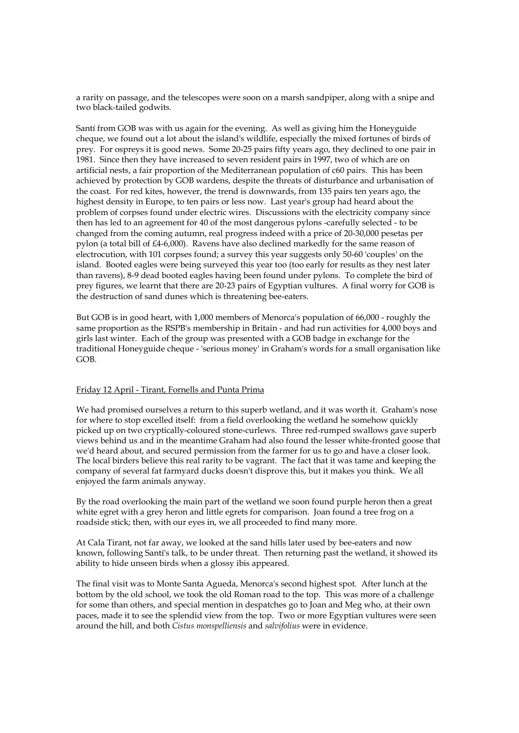a rarity on passage, and the telescopes were soon on a marsh sandpiper, along with a snipe and two black-tailed godwits.

Santí from GOB was with us again for the evening. As well as giving him the Honeyguide cheque, we found out a lot about the island's wildlife, especially the mixed fortunes of birds of prey. For ospreys it is good news. Some 20-25 pairs fifty years ago, they declined to one pair in 1981. Since then they have increased to seven resident pairs in 1997, two of which are on artificial nests, a fair proportion of the Mediterranean population of c60 pairs. This has been achieved by protection by GOB wardens, despite the threats of disturbance and urbanisation of the coast. For red kites, however, the trend is downwards, from 135 pairs ten years ago, the highest density in Europe, to ten pairs or less now. Last year's group had heard about the problem of corpses found under electric wires. Discussions with the electricity company since then has led to an agreement for 40 of the most dangerous pylons -carefully selected - to be changed from the coming autumn, real progress indeed with a price of 20-30,000 pesetas per pylon (a total bill of £4-6,000). Ravens have also declined markedly for the same reason of electrocution, with 101 corpses found; a survey this year suggests only 50-60 'couples' on the island. Booted eagles were being surveyed this year too (too early for results as they nest later than ravens), 8-9 dead booted eagles having been found under pylons. To complete the bird of prey figures, we learnt that there are 20-23 pairs of Egyptian vultures. A final worry for GOB is the destruction of sand dunes which is threatening bee-eaters.

But GOB is in good heart, with 1,000 members of Menorca's population of 66,000 - roughly the same proportion as the RSPB's membership in Britain - and had run activities for 4,000 boys and girls last winter. Each of the group was presented with a GOB badge in exchange for the traditional Honeyguide cheque - 'serious money' in Graham's words for a small organisation like GOB.

## Friday 12 April - Tirant, Fornells and Punta Prima

We had promised ourselves a return to this superb wetland, and it was worth it. Graham's nose for where to stop excelled itself: from a field overlooking the wetland he somehow quickly picked up on two cryptically-coloured stone-curlews. Three red-rumped swallows gave superb views behind us and in the meantime Graham had also found the lesser white-fronted goose that we'd heard about, and secured permission from the farmer for us to go and have a closer look. The local birders believe this real rarity to be vagrant. The fact that it was tame and keeping the company of several fat farmyard ducks doesn't disprove this, but it makes you think. We all enjoyed the farm animals anyway.

By the road overlooking the main part of the wetland we soon found purple heron then a great white egret with a grey heron and little egrets for comparison. Joan found a tree frog on a roadside stick; then, with our eyes in, we all proceeded to find many more.

At Cala Tirant, not far away, we looked at the sand hills later used by bee-eaters and now known, following Santí's talk, to be under threat. Then returning past the wetland, it showed its ability to hide unseen birds when a glossy ibis appeared.

The final visit was to Monte Santa Agueda, Menorca's second highest spot. After lunch at the bottom by the old school, we took the old Roman road to the top. This was more of a challenge for some than others, and special mention in despatches go to Joan and Meg who, at their own paces, made it to see the splendid view from the top. Two or more Egyptian vultures were seen around the hill, and both *Cistus monspelliensis* and *salvifolius* were in evidence.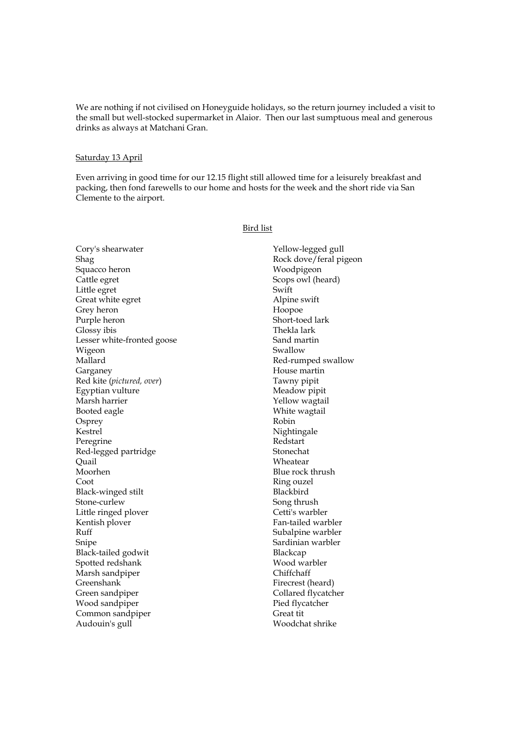We are nothing if not civilised on Honeyguide holidays, so the return journey included a visit to the small but well-stocked supermarket in Alaior. Then our last sumptuous meal and generous drinks as always at Matchani Gran.

Saturday 13 April

Even arriving in good time for our 12.15 flight still allowed time for a leisurely breakfast and packing, then fond farewells to our home and hosts for the week and the short ride via San Clemente to the airport.

## Bird list

Cory's shearwater
Shag
Squacco heron
Cattle egret
Little egret
Great white egret
Grey heron
Purple heron
Glossy ibis
Lesser white-fronted goose
Wigeon
Mallard
Garganey
Red kite (*pictured, over*)
Egyptian vulture
Marsh harrier
Booted eagle
Osprey
Kestrel
Peregrine
Red-legged partridge
Quail
Moorhen
Coot
Black-winged stilt
Stone-curlew
Little ringed plover
Kentish plover
Ruff
Snipe
Black-tailed godwit
Spotted redshank
Marsh sandpiper
Greenshank
Green sandpiper
Wood sandpiper
Common sandpiper
Audouin's gull
Yellow-legged gull
Rock dove/feral pigeon
Woodpigeon
Scops owl (heard)
Swift
Alpine swift
Hoopoe
Short-toed lark
Thekla lark
Sand martin
Swallow
Red-rumped swallow
House martin
Tawny pipit
Meadow pipit
Yellow wagtail
White wagtail
Robin
Nightingale
Redstart
Stonechat
Wheatear
Blue rock thrush
Ring ouzel
Blackbird
Song thrush
Cetti's warbler
Fan-tailed warbler
Subalpine warbler
Sardinian warbler
Blackcap
Wood warbler
Chiffchaff
Firecrest (heard)
Collared flycatcher
Pied flycatcher
Great tit
Woodchat shrike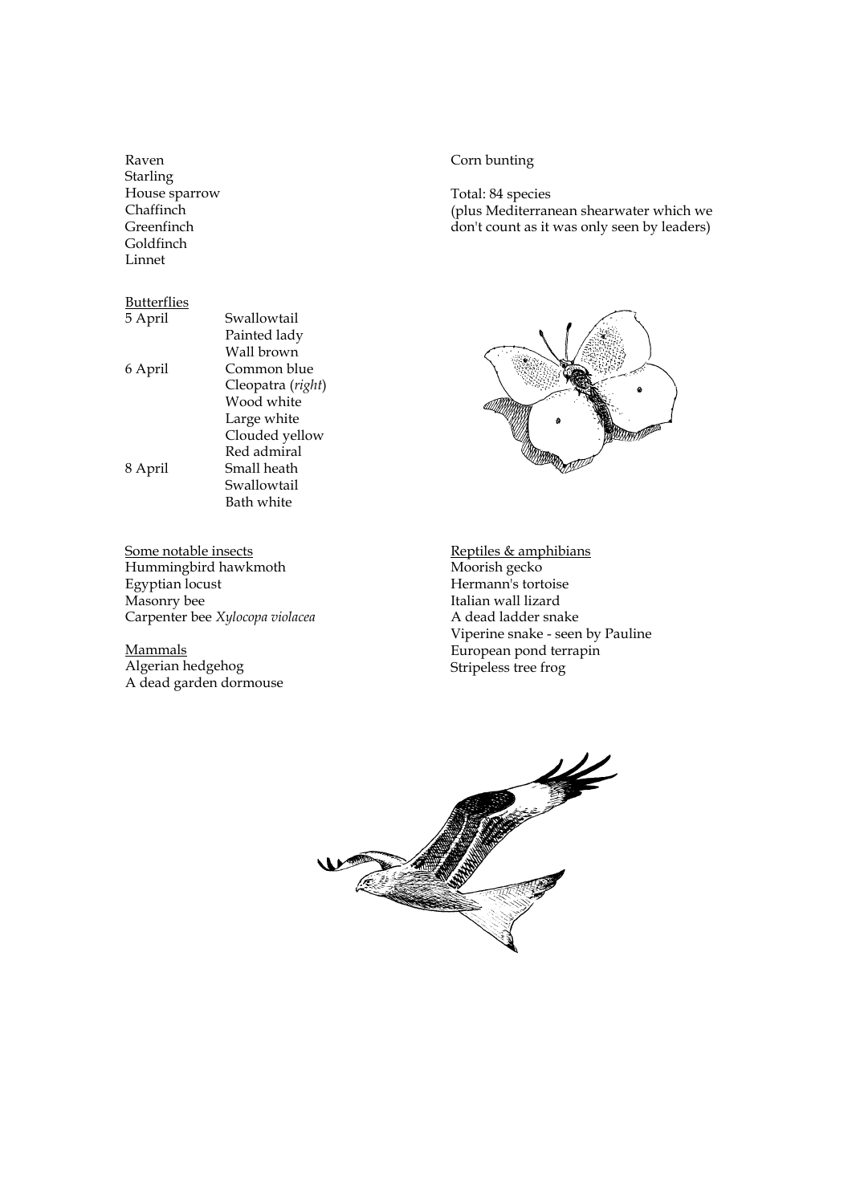Raven
Starling
House sparrow
Chaffinch
Greenfinch
Goldfinch
Linnet
Corn bunting

Total: 84 species
(plus Mediterranean shearwater which we don't count as it was only seen by leaders)

Butterflies

| | |
|---|---|
| 5 April | Swallowtail |
| | Painted lady |
| | Wall brown |
| 6 April | Common blue |
| | Cleopatra (*right*) |
| | Wood white |
| | Large white |
| | Clouded yellow |
| | Red admiral |
| 8 April | Small heath |
| | Swallowtail |
| | Bath white |

Some notable insects
Hummingbird hawkmoth
Egyptian locust
Masonry bee
Carpenter bee *Xylocopa violacea*

Mammals
Algerian hedgehog
A dead garden dormouse

Reptiles & amphibians
Moorish gecko
Hermann's tortoise
Italian wall lizard
A dead ladder snake
Viperine snake - seen by Pauline
European pond terrapin
Stripeless tree frog